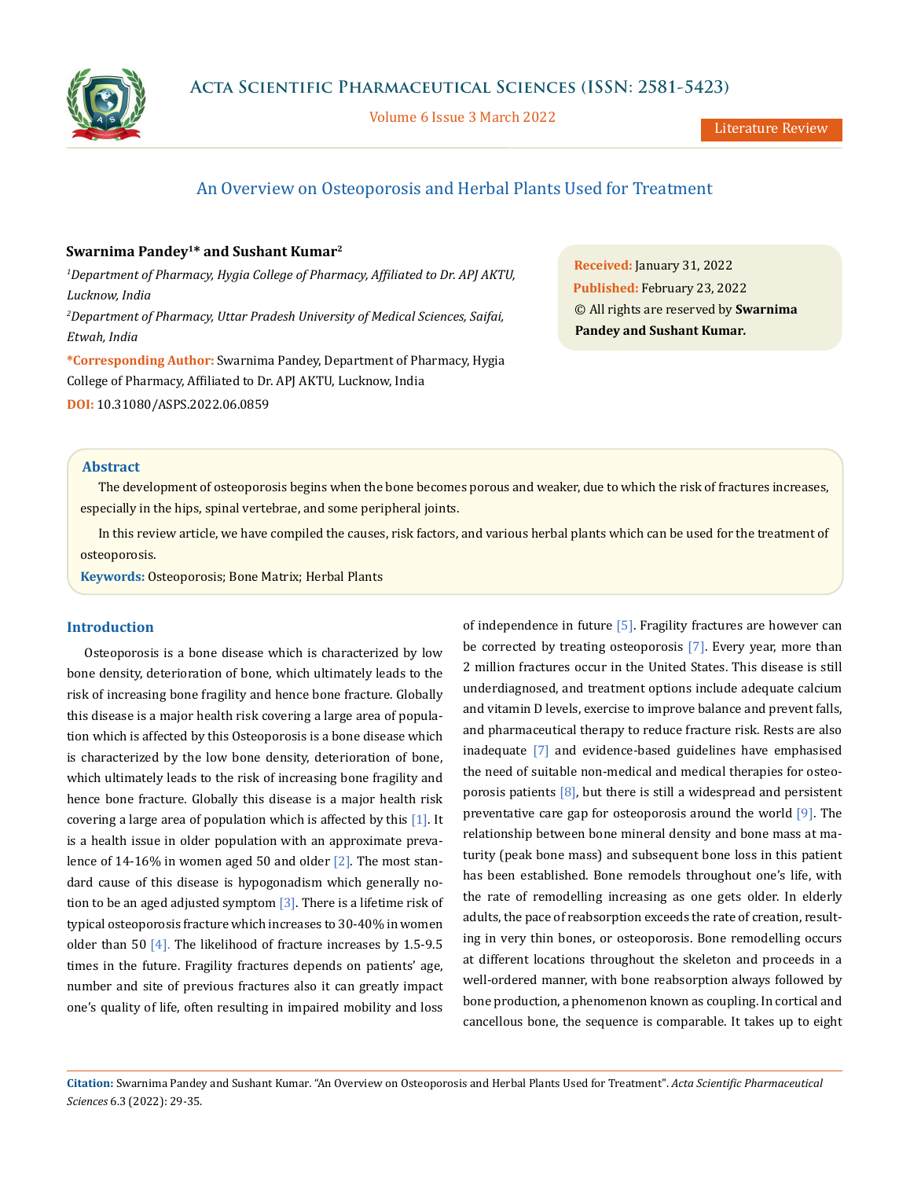# An Overview on Osteoporosis and Herbal Plants Used for Treatment

**Swarnima Pandey[1]* and Sushant Kumar[2]**

*[1]Department of Pharmacy, Hygia College of Pharmacy, Affiliated to Dr. APJ AKTU, Lucknow, India*

*[2]Department of Pharmacy, Uttar Pradesh University of Medical Sciences, Saifai, Etwah, India*

**\*Corresponding Author:** Swarnima Pandey, Department of Pharmacy, Hygia College of Pharmacy, Affiliated to Dr. APJ AKTU, Lucknow, India

**DOI:** 10.31080/ASPS.2022.06.0859

**Received:** January 31, 2022
**Published:** February 23, 2022
© All rights are reserved by **Swarnima Pandey and Sushant Kumar.**

## Abstract

The development of osteoporosis begins when the bone becomes porous and weaker, due to which the risk of fractures increases, especially in the hips, spinal vertebrae, and some peripheral joints.

In this review article, we have compiled the causes, risk factors, and various herbal plants which can be used for the treatment of osteoporosis.

**Keywords:** Osteoporosis; Bone Matrix; Herbal Plants

## Introduction

Osteoporosis is a bone disease which is characterized by low bone density, deterioration of bone, which ultimately leads to the risk of increasing bone fragility and hence bone fracture. Globally this disease is a major health risk covering a large area of population which is affected by this Osteoporosis is a bone disease which is characterized by the low bone density, deterioration of bone, which ultimately leads to the risk of increasing bone fragility and hence bone fracture. Globally this disease is a major health risk covering a large area of population which is affected by this [1]. It is a health issue in older population with an approximate prevalence of 14-16% in women aged 50 and older [2]. The most standard cause of this disease is hypogonadism which generally notion to be an aged adjusted symptom [3]. There is a lifetime risk of typical osteoporosis fracture which increases to 30-40% in women older than 50 [4]. The likelihood of fracture increases by 1.5-9.5 times in the future. Fragility fractures depends on patients' age, number and site of previous fractures also it can greatly impact one's quality of life, often resulting in impaired mobility and loss of independence in future [5]. Fragility fractures are however can be corrected by treating osteoporosis [7]. Every year, more than 2 million fractures occur in the United States. This disease is still underdiagnosed, and treatment options include adequate calcium and vitamin D levels, exercise to improve balance and prevent falls, and pharmaceutical therapy to reduce fracture risk. Rests are also inadequate [7] and evidence-based guidelines have emphasised the need of suitable non-medical and medical therapies for osteoporosis patients [8], but there is still a widespread and persistent preventative care gap for osteoporosis around the world [9]. The relationship between bone mineral density and bone mass at maturity (peak bone mass) and subsequent bone loss in this patient has been established. Bone remodels throughout one's life, with the rate of remodelling increasing as one gets older. In elderly adults, the pace of reabsorption exceeds the rate of creation, resulting in very thin bones, or osteoporosis. Bone remodelling occurs at different locations throughout the skeleton and proceeds in a well-ordered manner, with bone reabsorption always followed by bone production, a phenomenon known as coupling. In cortical and cancellous bone, the sequence is comparable. It takes up to eight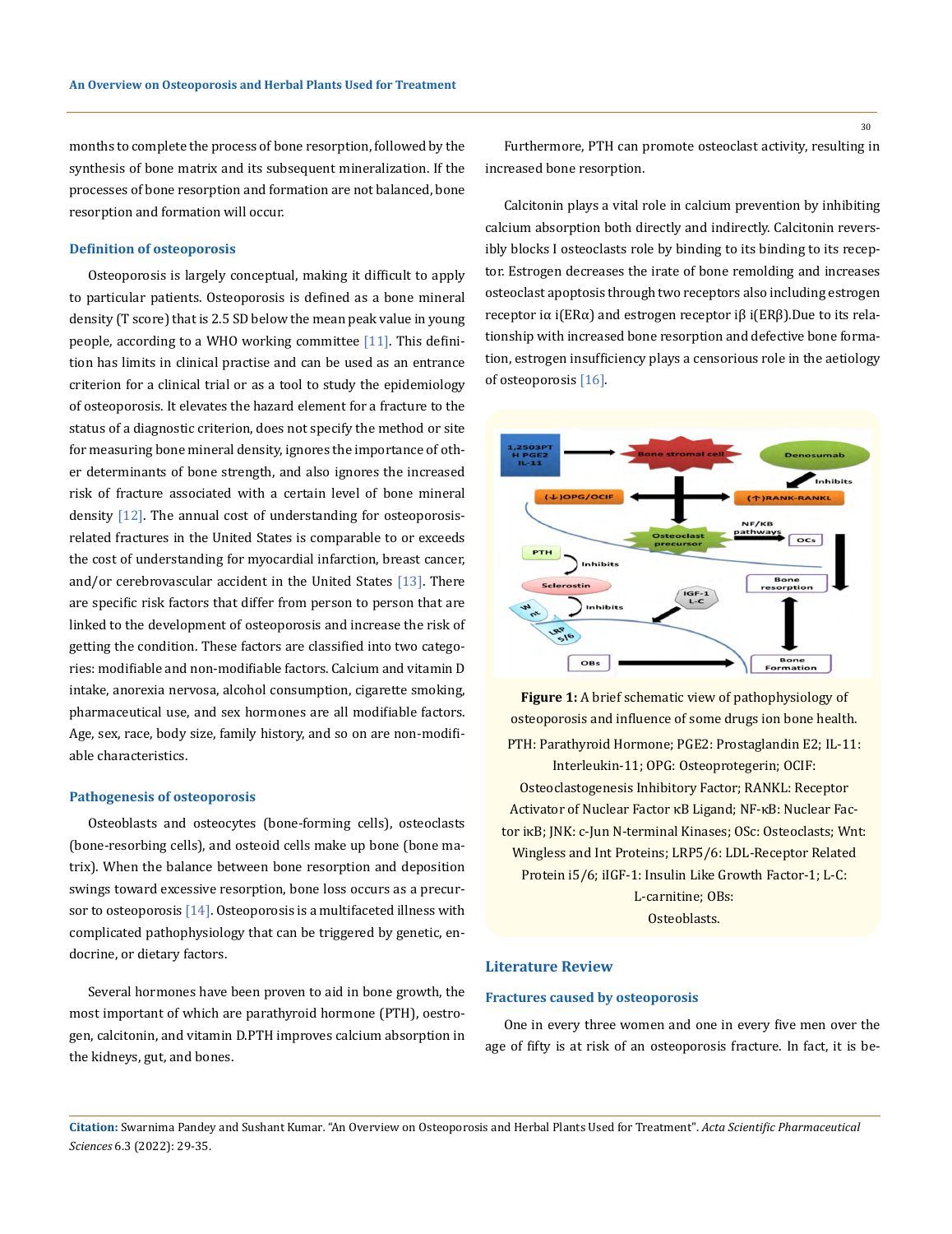months to complete the process of bone resorption, followed by the synthesis of bone matrix and its subsequent mineralization. If the processes of bone resorption and formation are not balanced, bone resorption and formation will occur.

### Definition of osteoporosis

Osteoporosis is largely conceptual, making it difficult to apply to particular patients. Osteoporosis is defined as a bone mineral density (T score) that is 2.5 SD below the mean peak value in young people, according to a WHO working committee [11]. This definition has limits in clinical practise and can be used as an entrance criterion for a clinical trial or as a tool to study the epidemiology of osteoporosis. It elevates the hazard element for a fracture to the status of a diagnostic criterion, does not specify the method or site for measuring bone mineral density, ignores the importance of other determinants of bone strength, and also ignores the increased risk of fracture associated with a certain level of bone mineral density [12]. The annual cost of understanding for osteoporosis-related fractures in the United States is comparable to or exceeds the cost of understanding for myocardial infarction, breast cancer, and/or cerebrovascular accident in the United States [13]. There are specific risk factors that differ from person to person that are linked to the development of osteoporosis and increase the risk of getting the condition. These factors are classified into two categories: modifiable and non-modifiable factors. Calcium and vitamin D intake, anorexia nervosa, alcohol consumption, cigarette smoking, pharmaceutical use, and sex hormones are all modifiable factors. Age, sex, race, body size, family history, and so on are non-modifiable characteristics.

### Pathogenesis of osteoporosis

Osteoblasts and osteocytes (bone-forming cells), osteoclasts (bone-resorbing cells), and osteoid cells make up bone (bone matrix). When the balance between bone resorption and deposition swings toward excessive resorption, bone loss occurs as a precursor to osteoporosis [14]. Osteoporosis is a multifaceted illness with complicated pathophysiology that can be triggered by genetic, endocrine, or dietary factors.

Several hormones have been proven to aid in bone growth, the most important of which are parathyroid hormone (PTH), oestrogen, calcitonin, and vitamin D.PTH improves calcium absorption in the kidneys, gut, and bones.

Furthermore, PTH can promote osteoclast activity, resulting in increased bone resorption.

Calcitonin plays a vital role in calcium prevention by inhibiting calcium absorption both directly and indirectly. Calcitonin reversibly blocks I osteoclasts role by binding to its binding to its receptor. Estrogen decreases the irate of bone remolding and increases osteoclast apoptosis through two receptors also including estrogen receptor iα i(ERα) and estrogen receptor iβ i(ERβ).Due to its relationship with increased bone resorption and defective bone formation, estrogen insufficiency plays a censorious role in the aetiology of osteoporosis [16].

**Figure 1:** A brief schematic view of pathophysiology of osteoporosis and influence of some drugs ion bone health.

PTH: Parathyroid Hormone; PGE2: Prostaglandin E2; IL-11: Interleukin-11; OPG: Osteoprotegerin; OCIF: Osteoclastogenesis Inhibitory Factor; RANKL: Receptor Activator of Nuclear Factor κB Ligand; NF-κB: Nuclear Factor iκB; JNK: c-Jun N-terminal Kinases; OSc: Osteoclasts; Wnt: Wingless and Int Proteins; LRP5/6: LDL-Receptor Related Protein i5/6; iIGF-1: Insulin Like Growth Factor-1; L-C: L-carnitine; OBs: Osteoblasts.

## Literature Review

### Fractures caused by osteoporosis

One in every three women and one in every five men over the age of fifty is at risk of an osteoporosis fracture. In fact, it is be-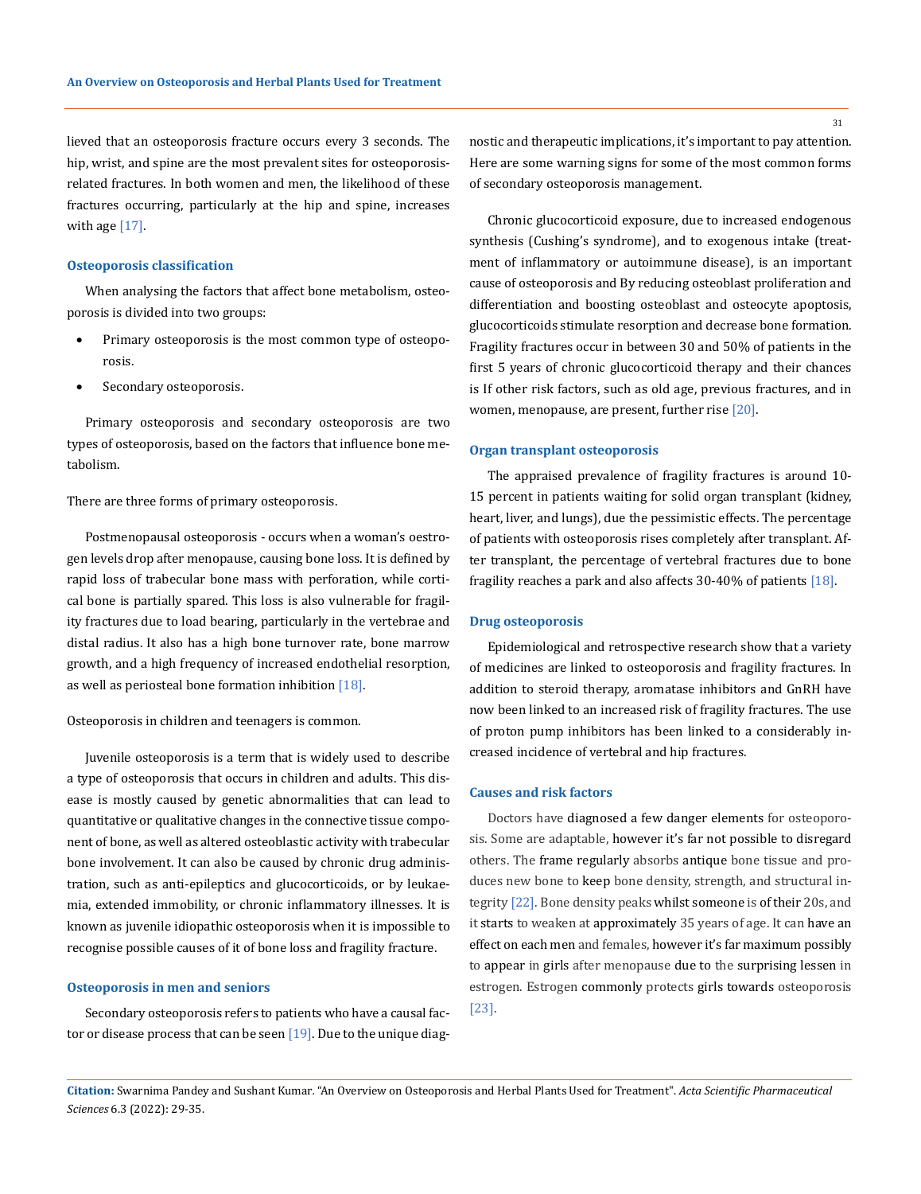lieved that an osteoporosis fracture occurs every 3 seconds. The hip, wrist, and spine are the most prevalent sites for osteoporosis-related fractures. In both women and men, the likelihood of these fractures occurring, particularly at the hip and spine, increases with age [17].

### Osteoporosis classification

When analysing the factors that affect bone metabolism, osteoporosis is divided into two groups:

- Primary osteoporosis is the most common type of osteoporosis.
- Secondary osteoporosis.

Primary osteoporosis and secondary osteoporosis are two types of osteoporosis, based on the factors that influence bone metabolism.

There are three forms of primary osteoporosis.

Postmenopausal osteoporosis - occurs when a woman's oestrogen levels drop after menopause, causing bone loss. It is defined by rapid loss of trabecular bone mass with perforation, while cortical bone is partially spared. This loss is also vulnerable for fragility fractures due to load bearing, particularly in the vertebrae and distal radius. It also has a high bone turnover rate, bone marrow growth, and a high frequency of increased endothelial resorption, as well as periosteal bone formation inhibition [18].

Osteoporosis in children and teenagers is common.

Juvenile osteoporosis is a term that is widely used to describe a type of osteoporosis that occurs in children and adults. This disease is mostly caused by genetic abnormalities that can lead to quantitative or qualitative changes in the connective tissue component of bone, as well as altered osteoblastic activity with trabecular bone involvement. It can also be caused by chronic drug administration, such as anti-epileptics and glucocorticoids, or by leukaemia, extended immobility, or chronic inflammatory illnesses. It is known as juvenile idiopathic osteoporosis when it is impossible to recognise possible causes of it of bone loss and fragility fracture.

### Osteoporosis in men and seniors

Secondary osteoporosis refers to patients who have a causal factor or disease process that can be seen [19]. Due to the unique diagnostic and therapeutic implications, it's important to pay attention. Here are some warning signs for some of the most common forms of secondary osteoporosis management.

Chronic glucocorticoid exposure, due to increased endogenous synthesis (Cushing's syndrome), and to exogenous intake (treatment of inflammatory or autoimmune disease), is an important cause of osteoporosis and By reducing osteoblast proliferation and differentiation and boosting osteoblast and osteocyte apoptosis, glucocorticoids stimulate resorption and decrease bone formation. Fragility fractures occur in between 30 and 50% of patients in the first 5 years of chronic glucocorticoid therapy and their chances is If other risk factors, such as old age, previous fractures, and in women, menopause, are present, further rise [20].

### Organ transplant osteoporosis

The appraised prevalence of fragility fractures is around 10-15 percent in patients waiting for solid organ transplant (kidney, heart, liver, and lungs), due the pessimistic effects. The percentage of patients with osteoporosis rises completely after transplant. After transplant, the percentage of vertebral fractures due to bone fragility reaches a park and also affects 30-40% of patients [18].

### Drug osteoporosis

Epidemiological and retrospective research show that a variety of medicines are linked to osteoporosis and fragility fractures. In addition to steroid therapy, aromatase inhibitors and GnRH have now been linked to an increased risk of fragility fractures. The use of proton pump inhibitors has been linked to a considerably increased incidence of vertebral and hip fractures.

### Causes and risk factors

Doctors have diagnosed a few danger elements for osteoporosis. Some are adaptable, however it's far not possible to disregard others. The frame regularly absorbs antique bone tissue and produces new bone to keep bone density, strength, and structural integrity [22]. Bone density peaks whilst someone is of their 20s, and it starts to weaken at approximately 35 years of age. It can have an effect on each men and females, however it's far maximum possibly to appear in girls after menopause due to the surprising lessen in estrogen. Estrogen commonly protects girls towards osteoporosis [23].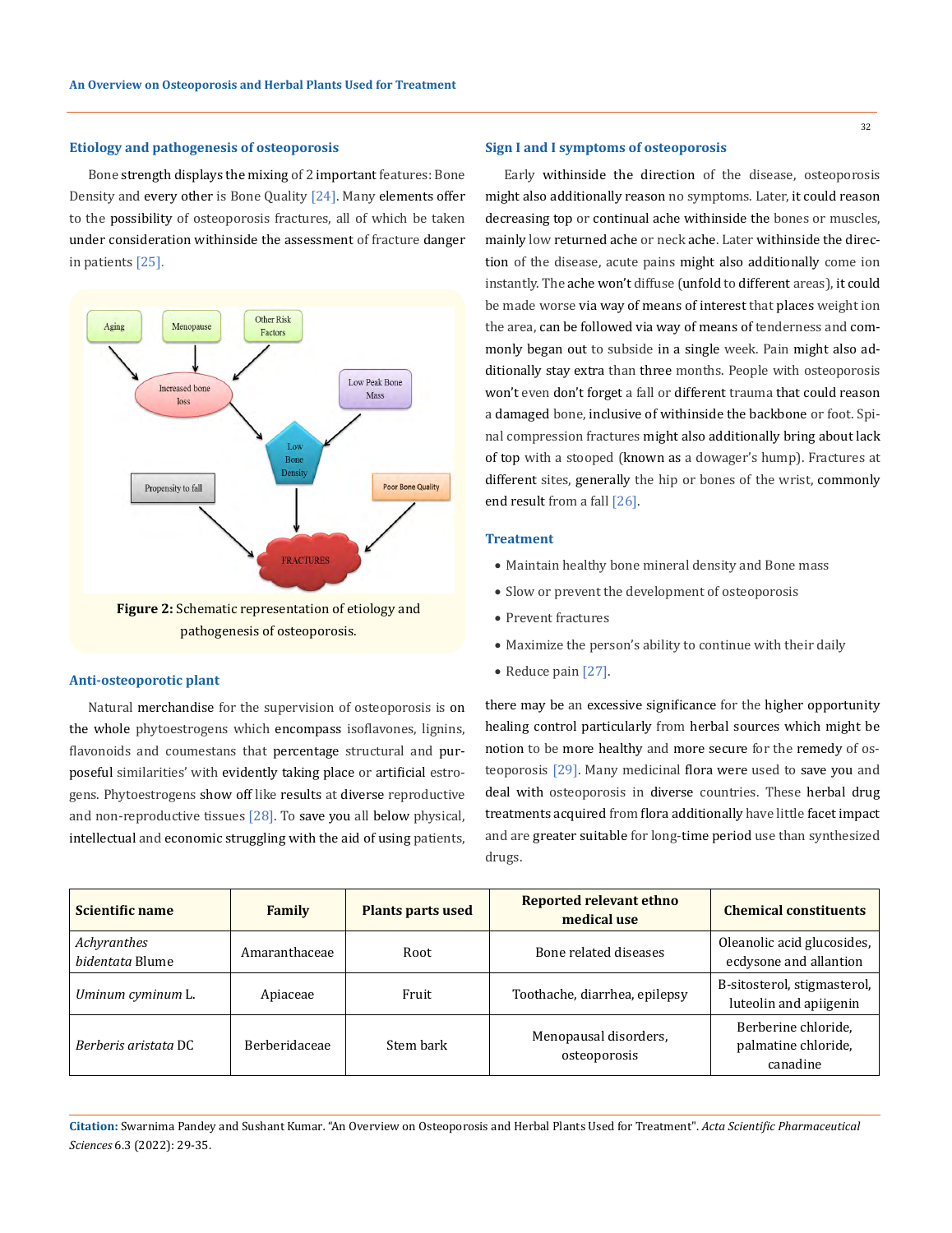## Etiology and pathogenesis of osteoporosis

Bone strength displays the mixing of 2 important features: Bone Density and every other is Bone Quality [24]. Many elements offer to the possibility of osteoporosis fractures, all of which be taken under consideration withinside the assessment of fracture danger in patients [25].

**Figure 2:** Schematic representation of etiology and pathogenesis of osteoporosis.

## Anti-osteoporotic plant

Natural merchandise for the supervision of osteoporosis is on the whole phytoestrogens which encompass isoflavones, lignins, flavonoids and coumestans that percentage structural and purposeful similarities' with evidently taking place or artificial estrogens. Phytoestrogens show off like results at diverse reproductive and non-reproductive tissues [28]. To save you all below physical, intellectual and economic struggling with the aid of using patients, there may be an excessive significance for the higher opportunity healing control particularly from herbal sources which might be notion to be more healthy and more secure for the remedy of osteoporosis [29]. Many medicinal flora were used to save you and deal with osteoporosis in diverse countries. These herbal drug treatments acquired from flora additionally have little facet impact and are greater suitable for long-time period use than synthesized drugs.

## Sign I and I symptoms of osteoporosis

Early withinside the direction of the disease, osteoporosis might also additionally reason no symptoms. Later, it could reason decreasing top or continual ache withinside the bones or muscles, mainly low returned ache or neck ache. Later withinside the direction of the disease, acute pains might also additionally come ion instantly. The ache won't diffuse (unfold to different areas), it could be made worse via way of means of interest that places weight ion the area, can be followed via way of means of tenderness and commonly began out to subside in a single week. Pain might also additionally stay extra than three months. People with osteoporosis won't even don't forget a fall or different trauma that could reason a damaged bone, inclusive of withinside the backbone or foot. Spinal compression fractures might also additionally bring about lack of top with a stooped (known as a dowager's hump). Fractures at different sites, generally the hip or bones of the wrist, commonly end result from a fall [26].

## Treatment

- Maintain healthy bone mineral density and Bone mass
- Slow or prevent the development of osteoporosis
- Prevent fractures
- Maximize the person's ability to continue with their daily
- Reduce pain [27].

| Scientific name | Family | Plants parts used | Reported relevant ethno medical use | Chemical constituents |
|---|---|---|---|---|
| *Achyranthes bidentata* Blume | Amaranthaceae | Root | Bone related diseases | Oleanolic acid glucosides, ecdysone and allantion |
| *Uminum cyminum* L. | Apiaceae | Fruit | Toothache, diarrhea, epilepsy | Β-sitosterol, stigmasterol, luteolin and apiigenin |
| *Berberis aristata* DC | Berberidaceae | Stem bark | Menopausal disorders, osteoporosis | Berberine chloride, palmatine chloride, canadine |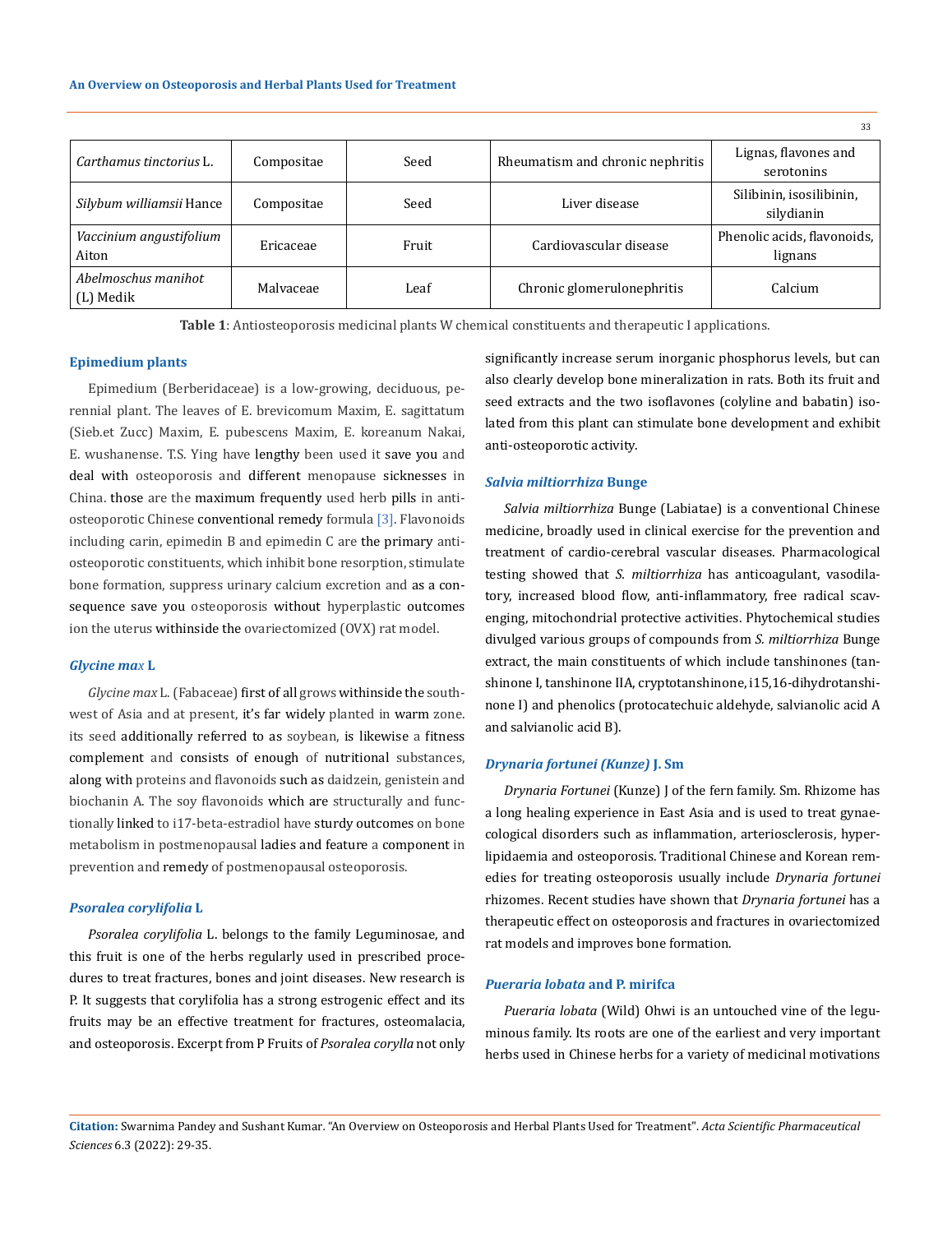| *Carthamus tinctorius* L. | Compositae | Seed | Rheumatism and chronic nephritis | Lignas, flavones and serotonins |
|---|---|---|---|---|
| *Silybum williamsii* Hance | Compositae | Seed | Liver disease | Silibinin, isosilibinin, silydianin |
| *Vaccinium angustifolium* Aiton | Ericaceae | Fruit | Cardiovascular disease | Phenolic acids, flavonoids, lignans |
| *Abelmoschus manihot* (L) Medik | Malvaceae | Leaf | Chronic glomerulonephritis | Calcium |

**Table 1**: Antiosteoporosis medicinal plants W chemical constituents and therapeutic I applications.

### Epimedium plants

Epimedium (Berberidaceae) is a low-growing, deciduous, perennial plant. The leaves of E. brevicomum Maxim, E. sagittatum (Sieb.et Zucc) Maxim, E. pubescens Maxim, E. koreanum Nakai, E. wushanense. T.S. Ying have lengthy been used it save you and deal with osteoporosis and different menopause sicknesses in China. those are the maximum frequently used herb pills in anti-osteoporotic Chinese conventional remedy formula [3]. Flavonoids including carin, epimedin B and epimedin C are the primary anti-osteoporotic constituents, which inhibit bone resorption, stimulate bone formation, suppress urinary calcium excretion and as a consequence save you osteoporosis without hyperplastic outcomes ion the uterus withinside the ovariectomized (OVX) rat model.

### *Glycine max* L

*Glycine max* L. (Fabaceae) first of all grows withinside the southwest of Asia and at present, it's far widely planted in warm zone. its seed additionally referred to as soybean, is likewise a fitness complement and consists of enough of nutritional substances, along with proteins and flavonoids such as daidzein, genistein and biochanin A. The soy flavonoids which are structurally and functionally linked to i17-beta-estradiol have sturdy outcomes on bone metabolism in postmenopausal ladies and feature a component in prevention and remedy of postmenopausal osteoporosis.

### *Psoralea corylifolia* L

*Psoralea corylifolia* L. belongs to the family Leguminosae, and this fruit is one of the herbs regularly used in prescribed procedures to treat fractures, bones and joint diseases. New research is P. It suggests that corylifolia has a strong estrogenic effect and its fruits may be an effective treatment for fractures, osteomalacia, and osteoporosis. Excerpt from P Fruits of *Psoralea corylla* not only significantly increase serum inorganic phosphorus levels, but can also clearly develop bone mineralization in rats. Both its fruit and seed extracts and the two isoflavones (colyline and babatin) isolated from this plant can stimulate bone development and exhibit anti-osteoporotic activity.

### *Salvia miltiorrhiza* Bunge

*Salvia miltiorrhiza* Bunge (Labiatae) is a conventional Chinese medicine, broadly used in clinical exercise for the prevention and treatment of cardio-cerebral vascular diseases. Pharmacological testing showed that *S. miltiorrhiza* has anticoagulant, vasodilatory, increased blood flow, anti-inflammatory, free radical scavenging, mitochondrial protective activities. Phytochemical studies divulged various groups of compounds from *S. miltiorrhiza* Bunge extract, the main constituents of which include tanshinones (tanshinone I, tanshinone IIA, cryptotanshinone, i15,16-dihydrotanshinone I) and phenolics (protocatechuic aldehyde, salvianolic acid A and salvianolic acid B).

### *Drynaria fortunei (Kunze)* J. Sm

*Drynaria Fortunei* (Kunze) J of the fern family. Sm. Rhizome has a long healing experience in East Asia and is used to treat gynaecological disorders such as inflammation, arteriosclerosis, hyperlipidaemia and osteoporosis. Traditional Chinese and Korean remedies for treating osteoporosis usually include *Drynaria fortunei* rhizomes. Recent studies have shown that *Drynaria fortunei* has a therapeutic effect on osteoporosis and fractures in ovariectomized rat models and improves bone formation.

### *Pueraria lobata* and P. mirifca

*Pueraria lobata* (Wild) Ohwi is an untouched vine of the leguminous family. Its roots are one of the earliest and very important herbs used in Chinese herbs for a variety of medicinal motivations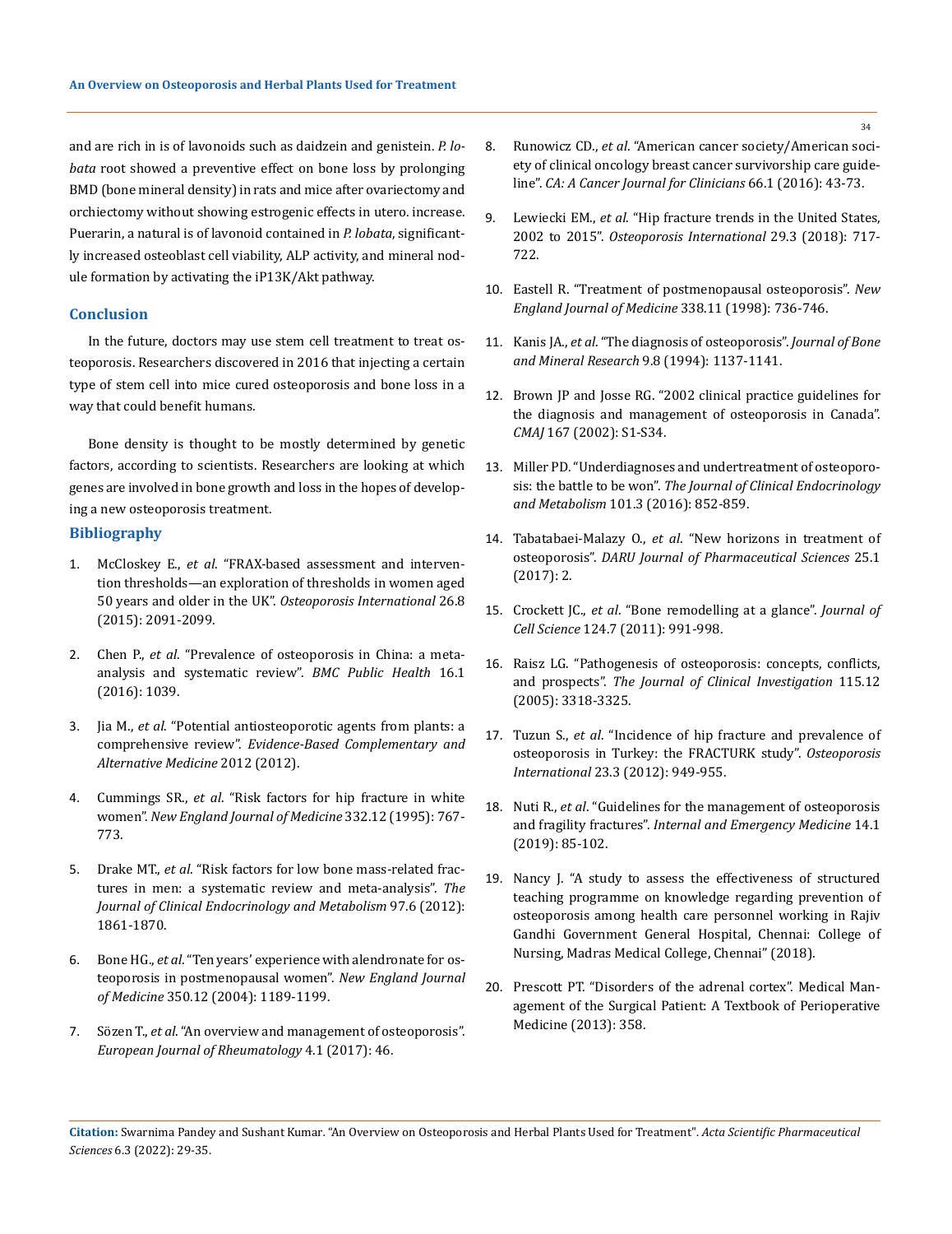and are rich in is of lavonoids such as daidzein and genistein. *P. lobata* root showed a preventive effect on bone loss by prolonging BMD (bone mineral density) in rats and mice after ovariectomy and orchiectomy without showing estrogenic effects in utero. increase. Puerarin, a natural is of lavonoid contained in *P. lobata*, significantly increased osteoblast cell viability, ALP activity, and mineral nodule formation by activating the iP13K/Akt pathway.

## Conclusion

In the future, doctors may use stem cell treatment to treat osteoporosis. Researchers discovered in 2016 that injecting a certain type of stem cell into mice cured osteoporosis and bone loss in a way that could benefit humans.

Bone density is thought to be mostly determined by genetic factors, according to scientists. Researchers are looking at which genes are involved in bone growth and loss in the hopes of developing a new osteoporosis treatment.

## Bibliography

1. McCloskey E., *et al*. "FRAX-based assessment and intervention thresholds—an exploration of thresholds in women aged 50 years and older in the UK". *Osteoporosis International* 26.8 (2015): 2091-2099.
2. Chen P., *et al*. "Prevalence of osteoporosis in China: a meta-analysis and systematic review". *BMC Public Health* 16.1 (2016): 1039.
3. Jia M., *et al*. "Potential antiosteoporotic agents from plants: a comprehensive review". *Evidence-Based Complementary and Alternative Medicine* 2012 (2012).
4. Cummings SR., *et al*. "Risk factors for hip fracture in white women". *New England Journal of Medicine* 332.12 (1995): 767-773.
5. Drake MT., *et al*. "Risk factors for low bone mass-related fractures in men: a systematic review and meta-analysis". *The Journal of Clinical Endocrinology and Metabolism* 97.6 (2012): 1861-1870.
6. Bone HG., *et al*. "Ten years' experience with alendronate for osteoporosis in postmenopausal women". *New England Journal of Medicine* 350.12 (2004): 1189-1199.
7. Sözen T., *et al*. "An overview and management of osteoporosis". *European Journal of Rheumatology* 4.1 (2017): 46.
8. Runowicz CD., *et al*. "American cancer society/American society of clinical oncology breast cancer survivorship care guideline". *CA: A Cancer Journal for Clinicians* 66.1 (2016): 43-73.
9. Lewiecki EM., *et al*. "Hip fracture trends in the United States, 2002 to 2015". *Osteoporosis International* 29.3 (2018): 717-722.
10. Eastell R. "Treatment of postmenopausal osteoporosis". *New England Journal of Medicine* 338.11 (1998): 736-746.
11. Kanis JA., *et al*. "The diagnosis of osteoporosis". *Journal of Bone and Mineral Research* 9.8 (1994): 1137-1141.
12. Brown JP and Josse RG. "2002 clinical practice guidelines for the diagnosis and management of osteoporosis in Canada". *CMAJ* 167 (2002): S1-S34.
13. Miller PD. "Underdiagnoses and undertreatment of osteoporosis: the battle to be won". *The Journal of Clinical Endocrinology and Metabolism* 101.3 (2016): 852-859.
14. Tabatabaei-Malazy O., *et al*. "New horizons in treatment of osteoporosis". *DARU Journal of Pharmaceutical Sciences* 25.1 (2017): 2.
15. Crockett JC., *et al*. "Bone remodelling at a glance". *Journal of Cell Science* 124.7 (2011): 991-998.
16. Raisz LG. "Pathogenesis of osteoporosis: concepts, conflicts, and prospects". *The Journal of Clinical Investigation* 115.12 (2005): 3318-3325.
17. Tuzun S., *et al*. "Incidence of hip fracture and prevalence of osteoporosis in Turkey: the FRACTURK study". *Osteoporosis International* 23.3 (2012): 949-955.
18. Nuti R., *et al*. "Guidelines for the management of osteoporosis and fragility fractures". *Internal and Emergency Medicine* 14.1 (2019): 85-102.
19. Nancy J. "A study to assess the effectiveness of structured teaching programme on knowledge regarding prevention of osteoporosis among health care personnel working in Rajiv Gandhi Government General Hospital, Chennai: College of Nursing, Madras Medical College, Chennai" (2018).
20. Prescott PT. "Disorders of the adrenal cortex". Medical Management of the Surgical Patient: A Textbook of Perioperative Medicine (2013): 358.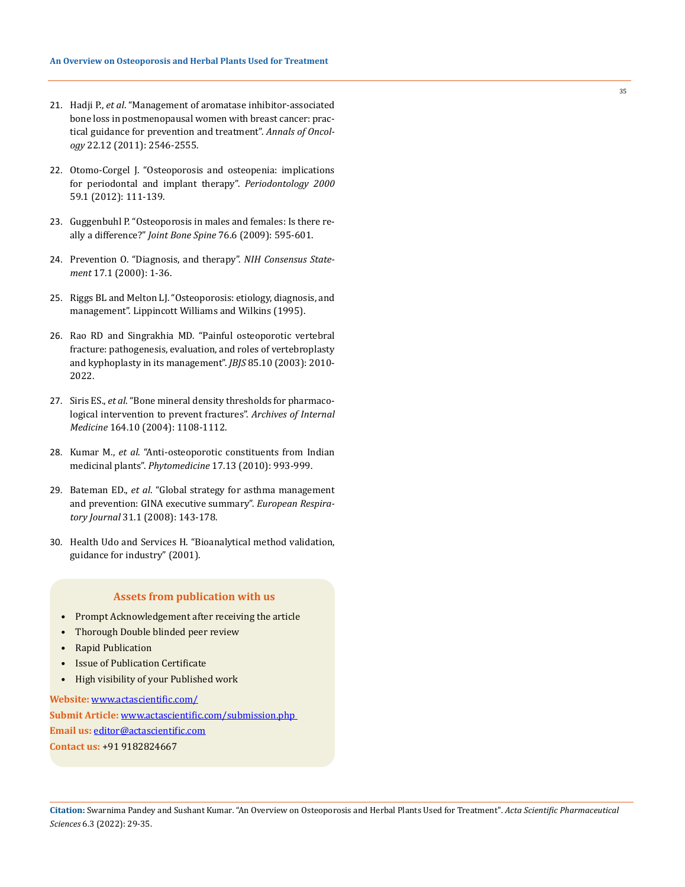21. Hadji P., *et al*. “Management of aromatase inhibitor-associated bone loss in postmenopausal women with breast cancer: practical guidance for prevention and treatment”. *Annals of Oncology* 22.12 (2011): 2546-2555.

22. Otomo-Corgel J. “Osteoporosis and osteopenia: implications for periodontal and implant therapy”. *Periodontology 2000* 59.1 (2012): 111-139.

23. Guggenbuhl P. “Osteoporosis in males and females: Is there really a difference?” *Joint Bone Spine* 76.6 (2009): 595-601.

24. Prevention O. “Diagnosis, and therapy”. *NIH Consensus Statement* 17.1 (2000): 1-36.

25. Riggs BL and Melton LJ. “Osteoporosis: etiology, diagnosis, and management”. Lippincott Williams and Wilkins (1995).

26. Rao RD and Singrakhia MD. “Painful osteoporotic vertebral fracture: pathogenesis, evaluation, and roles of vertebroplasty and kyphoplasty in its management”. *JBJS* 85.10 (2003): 2010-2022.

27. Siris ES., *et al*. “Bone mineral density thresholds for pharmacological intervention to prevent fractures”. *Archives of Internal Medicine* 164.10 (2004): 1108-1112.

28. Kumar M., *et al*. “Anti-osteoporotic constituents from Indian medicinal plants”. *Phytomedicine* 17.13 (2010): 993-999.

29. Bateman ED., *et al*. “Global strategy for asthma management and prevention: GINA executive summary”. *European Respiratory Journal* 31.1 (2008): 143-178.

30. Health Udo and Services H. “Bioanalytical method validation, guidance for industry” (2001).

**Assets from publication with us**

- Prompt Acknowledgement after receiving the article
- Thorough Double blinded peer review
- Rapid Publication
- Issue of Publication Certificate
- High visibility of your Published work

**Website:** www.actascientific.com/
**Submit Article:** www.actascientific.com/submission.php
**Email us:** editor@actascientific.com
**Contact us:** +91 9182824667